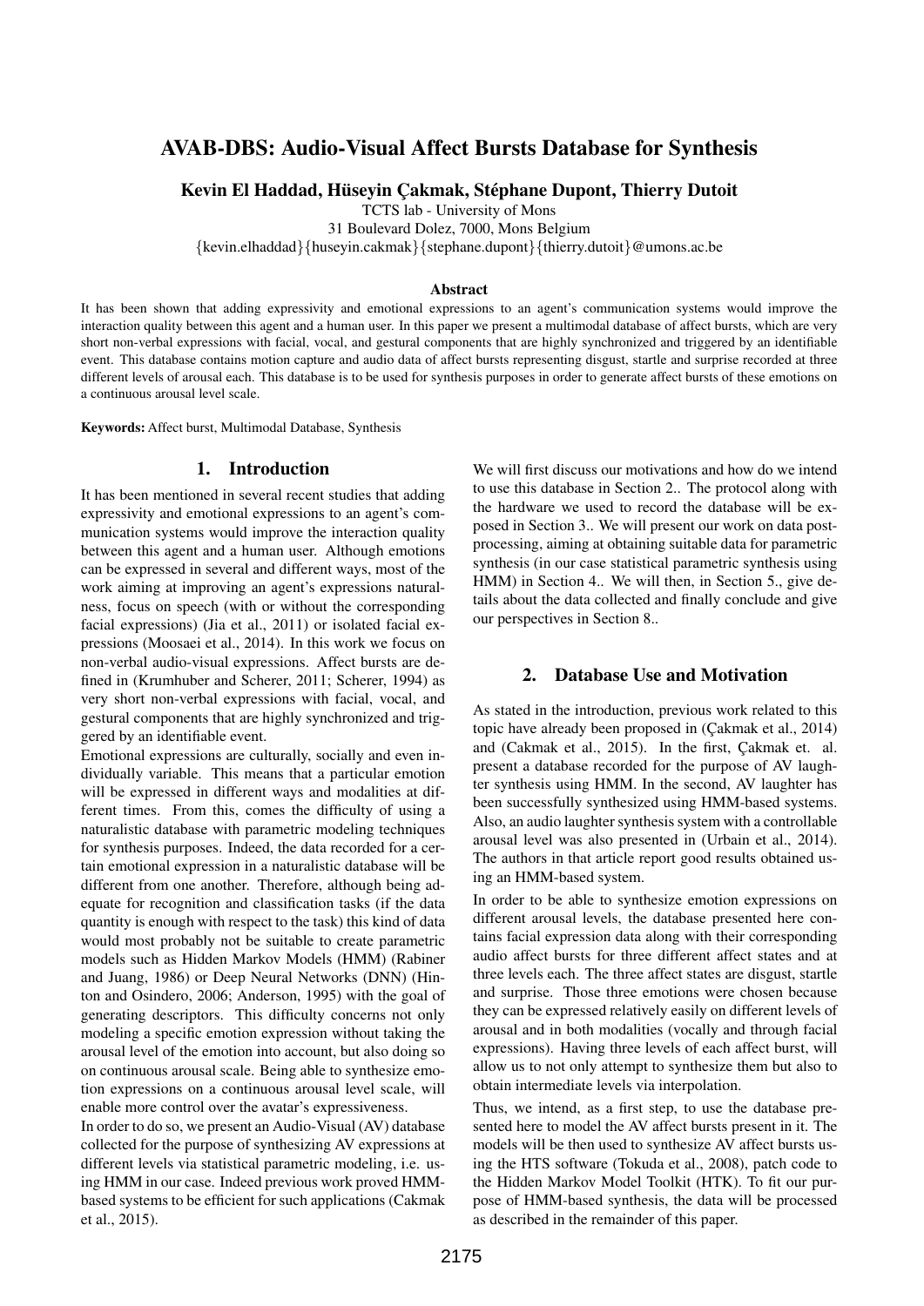# AVAB-DBS: Audio-Visual Affect Bursts Database for Synthesis

**Kevin El Haddad, Hüseyin Çakmak, Stéphane Dupont, Thierry Dutoit**

TCTS lab - University of Mons
31 Boulevard Dolez, 7000, Mons Belgium
{kevin.elhaddad}{huseyin.cakmak}{stephane.dupont}{thierry.dutoit}@umons.ac.be

### Abstract

It has been shown that adding expressivity and emotional expressions to an agent's communication systems would improve the interaction quality between this agent and a human user. In this paper we present a multimodal database of affect bursts, which are very short non-verbal expressions with facial, vocal, and gestural components that are highly synchronized and triggered by an identifiable event. This database contains motion capture and audio data of affect bursts representing disgust, startle and surprise recorded at three different levels of arousal each. This database is to be used for synthesis purposes in order to generate affect bursts of these emotions on a continuous arousal level scale.

**Keywords:** Affect burst, Multimodal Database, Synthesis

## 1. Introduction

It has been mentioned in several recent studies that adding expressivity and emotional expressions to an agent's communication systems would improve the interaction quality between this agent and a human user. Although emotions can be expressed in several and different ways, most of the work aiming at improving an agent's expressions naturalness, focus on speech (with or without the corresponding facial expressions) (Jia et al., 2011) or isolated facial expressions (Moosaei et al., 2014). In this work we focus on non-verbal audio-visual expressions. Affect bursts are defined in (Krumhuber and Scherer, 2011; Scherer, 1994) as very short non-verbal expressions with facial, vocal, and gestural components that are highly synchronized and triggered by an identifiable event.

Emotional expressions are culturally, socially and even individually variable. This means that a particular emotion will be expressed in different ways and modalities at different times. From this, comes the difficulty of using a naturalistic database with parametric modeling techniques for synthesis purposes. Indeed, the data recorded for a certain emotional expression in a naturalistic database will be different from one another. Therefore, although being adequate for recognition and classification tasks (if the data quantity is enough with respect to the task) this kind of data would most probably not be suitable to create parametric models such as Hidden Markov Models (HMM) (Rabiner and Juang, 1986) or Deep Neural Networks (DNN) (Hinton and Osindero, 2006; Anderson, 1995) with the goal of generating descriptors. This difficulty concerns not only modeling a specific emotion expression without taking the arousal level of the emotion into account, but also doing so on continuous arousal scale. Being able to synthesize emotion expressions on a continuous arousal level scale, will enable more control over the avatar's expressiveness.

In order to do so, we present an Audio-Visual (AV) database collected for the purpose of synthesizing AV expressions at different levels via statistical parametric modeling, i.e. using HMM in our case. Indeed previous work proved HMM-based systems to be efficient for such applications (Cakmak et al., 2015).

We will first discuss our motivations and how do we intend to use this database in Section 2.. The protocol along with the hardware we used to record the database will be exposed in Section 3.. We will present our work on data post-processing, aiming at obtaining suitable data for parametric synthesis (in our case statistical parametric synthesis using HMM) in Section 4.. We will then, in Section 5., give details about the data collected and finally conclude and give our perspectives in Section 8..

## 2. Database Use and Motivation

As stated in the introduction, previous work related to this topic have already been proposed in (Çakmak et al., 2014) and (Cakmak et al., 2015). In the first, Çakmak et. al. present a database recorded for the purpose of AV laughter synthesis using HMM. In the second, AV laughter has been successfully synthesized using HMM-based systems. Also, an audio laughter synthesis system with a controllable arousal level was also presented in (Urbain et al., 2014). The authors in that article report good results obtained using an HMM-based system.

In order to be able to synthesize emotion expressions on different arousal levels, the database presented here contains facial expression data along with their corresponding audio affect bursts for three different affect states and at three levels each. The three affect states are disgust, startle and surprise. Those three emotions were chosen because they can be expressed relatively easily on different levels of arousal and in both modalities (vocally and through facial expressions). Having three levels of each affect burst, will allow us to not only attempt to synthesize them but also to obtain intermediate levels via interpolation.

Thus, we intend, as a first step, to use the database presented here to model the AV affect bursts present in it. The models will be then used to synthesize AV affect bursts using the HTS software (Tokuda et al., 2008), patch code to the Hidden Markov Model Toolkit (HTK). To fit our purpose of HMM-based synthesis, the data will be processed as described in the remainder of this paper.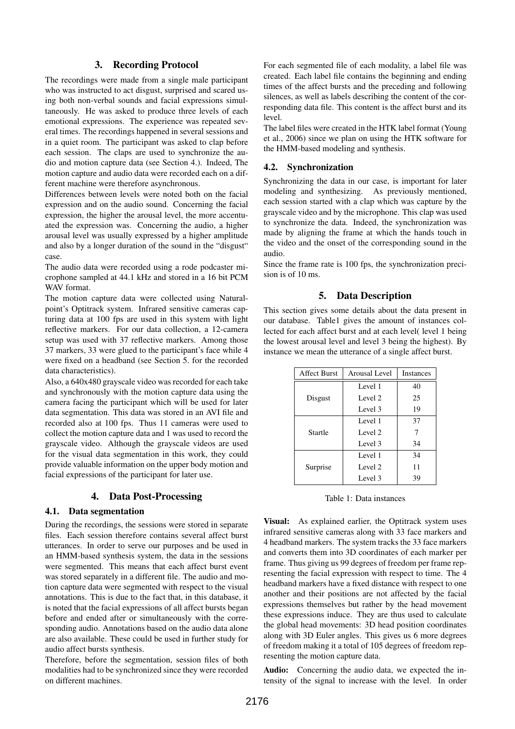## 3. Recording Protocol

The recordings were made from a single male participant who was instructed to act disgust, surprised and scared using both non-verbal sounds and facial expressions simultaneously. He was asked to produce three levels of each emotional expressions. The experience was repeated several times. The recordings happened in several sessions and in a quiet room. The participant was asked to clap before each session. The claps are used to synchronize the audio and motion capture data (see Section 4.). Indeed, The motion capture and audio data were recorded each on a different machine were therefore asynchronous.

Differences between levels were noted both on the facial expression and on the audio sound. Concerning the facial expression, the higher the arousal level, the more accentuated the expression was. Concerning the audio, a higher arousal level was usually expressed by a higher amplitude and also by a longer duration of the sound in the "disgust" case.

The audio data were recorded using a rode podcaster microphone sampled at 44.1 kHz and stored in a 16 bit PCM WAV format.

The motion capture data were collected using Naturalpoint's Optitrack system. Infrared sensitive cameras capturing data at 100 fps are used in this system with light reflective markers. For our data collection, a 12-camera setup was used with 37 reflective markers. Among those 37 markers, 33 were glued to the participant's face while 4 were fixed on a headband (see Section 5. for the recorded data characteristics).

Also, a 640x480 grayscale video was recorded for each take and synchronously with the motion capture data using the camera facing the participant which will be used for later data segmentation. This data was stored in an AVI file and recorded also at 100 fps. Thus 11 cameras were used to collect the motion capture data and 1 was used to record the grayscale video. Although the grayscale videos are used for the visual data segmentation in this work, they could provide valuable information on the upper body motion and facial expressions of the participant for later use.

## 4. Data Post-Processing

### 4.1. Data segmentation

During the recordings, the sessions were stored in separate files. Each session therefore contains several affect burst utterances. In order to serve our purposes and be used in an HMM-based synthesis system, the data in the sessions were segmented. This means that each affect burst event was stored separately in a different file. The audio and motion capture data were segmented with respect to the visual annotations. This is due to the fact that, in this database, it is noted that the facial expressions of all affect bursts began before and ended after or simultaneously with the corresponding audio. Annotations based on the audio data alone are also available. These could be used in further study for audio affect bursts synthesis.

Therefore, before the segmentation, session files of both modalities had to be synchronized since they were recorded on different machines.

For each segmented file of each modality, a label file was created. Each label file contains the beginning and ending times of the affect bursts and the preceding and following silences, as well as labels describing the content of the corresponding data file. This content is the affect burst and its level.

The label files were created in the HTK label format (Young et al., 2006) since we plan on using the HTK software for the HMM-based modeling and synthesis.

### 4.2. Synchronization

Synchronizing the data in our case, is important for later modeling and synthesizing. As previously mentioned, each session started with a clap which was capture by the grayscale video and by the microphone. This clap was used to synchronize the data. Indeed, the synchronization was made by aligning the frame at which the hands touch in the video and the onset of the corresponding sound in the audio.

Since the frame rate is 100 fps, the synchronization precision is of 10 ms.

## 5. Data Description

This section gives some details about the data present in our database. Table1 gives the amount of instances collected for each affect burst and at each level( level 1 being the lowest arousal level and level 3 being the highest). By instance we mean the utterance of a single affect burst.

| Affect Burst | Arousal Level | Instances |
|---|---|---|
| Disgust | Level 1 | 40 |
| | Level 2 | 25 |
| | Level 3 | 19 |
| Startle | Level 1 | 37 |
| | Level 2 | 7 |
| | Level 3 | 34 |
| Surprise | Level 1 | 34 |
| | Level 2 | 11 |
| | Level 3 | 39 |

Table 1: Data instances

**Visual:** As explained earlier, the Optitrack system uses infrared sensitive cameras along with 33 face markers and 4 headband markers. The system tracks the 33 face markers and converts them into 3D coordinates of each marker per frame. Thus giving us 99 degrees of freedom per frame representing the facial expression with respect to time. The 4 headband markers have a fixed distance with respect to one another and their positions are not affected by the facial expressions themselves but rather by the head movement these expressions induce. They are thus used to calculate the global head movements: 3D head position coordinates along with 3D Euler angles. This gives us 6 more degrees of freedom making it a total of 105 degrees of freedom representing the motion capture data.

**Audio:** Concerning the audio data, we expected the intensity of the signal to increase with the level. In order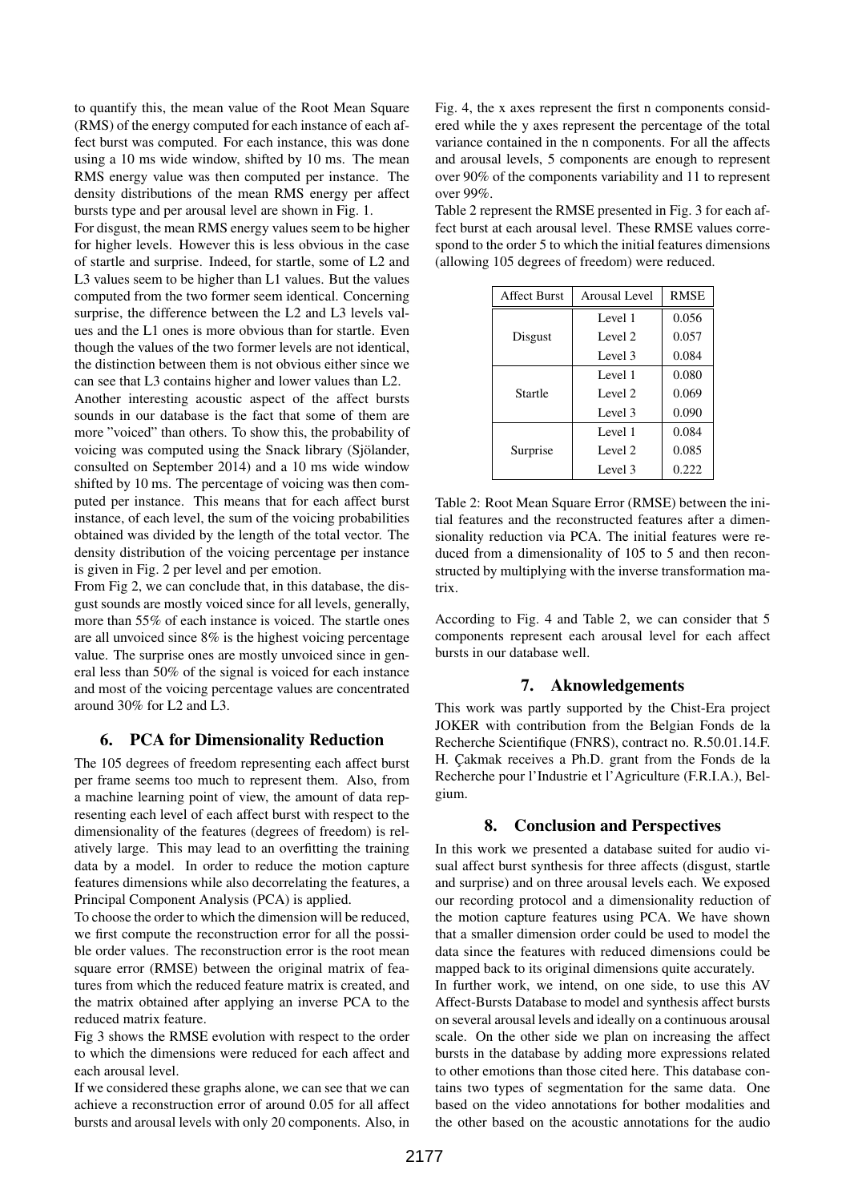to quantify this, the mean value of the Root Mean Square (RMS) of the energy computed for each instance of each affect burst was computed. For each instance, this was done using a 10 ms wide window, shifted by 10 ms. The mean RMS energy value was then computed per instance. The density distributions of the mean RMS energy per affect bursts type and per arousal level are shown in Fig. 1.

For disgust, the mean RMS energy values seem to be higher for higher levels. However this is less obvious in the case of startle and surprise. Indeed, for startle, some of L2 and L3 values seem to be higher than L1 values. But the values computed from the two former seem identical. Concerning surprise, the difference between the L2 and L3 levels values and the L1 ones is more obvious than for startle. Even though the values of the two former levels are not identical, the distinction between them is not obvious either since we can see that L3 contains higher and lower values than L2.

Another interesting acoustic aspect of the affect bursts sounds in our database is the fact that some of them are more "voiced" than others. To show this, the probability of voicing was computed using the Snack library (Sjölander, consulted on September 2014) and a 10 ms wide window shifted by 10 ms. The percentage of voicing was then computed per instance. This means that for each affect burst instance, of each level, the sum of the voicing probabilities obtained was divided by the length of the total vector. The density distribution of the voicing percentage per instance is given in Fig. 2 per level and per emotion.

From Fig 2, we can conclude that, in this database, the disgust sounds are mostly voiced since for all levels, generally, more than 55% of each instance is voiced. The startle ones are all unvoiced since 8% is the highest voicing percentage value. The surprise ones are mostly unvoiced since in general less than 50% of the signal is voiced for each instance and most of the voicing percentage values are concentrated around 30% for L2 and L3.

## 6. PCA for Dimensionality Reduction

The 105 degrees of freedom representing each affect burst per frame seems too much to represent them. Also, from a machine learning point of view, the amount of data representing each level of each affect burst with respect to the dimensionality of the features (degrees of freedom) is relatively large. This may lead to an overfitting the training data by a model. In order to reduce the motion capture features dimensions while also decorrelating the features, a Principal Component Analysis (PCA) is applied.

To choose the order to which the dimension will be reduced, we first compute the reconstruction error for all the possible order values. The reconstruction error is the root mean square error (RMSE) between the original matrix of features from which the reduced feature matrix is created, and the matrix obtained after applying an inverse PCA to the reduced matrix feature.

Fig 3 shows the RMSE evolution with respect to the order to which the dimensions were reduced for each affect and each arousal level.

If we considered these graphs alone, we can see that we can achieve a reconstruction error of around 0.05 for all affect bursts and arousal levels with only 20 components. Also, in Fig. 4, the x axes represent the first n components considered while the y axes represent the percentage of the total variance contained in the n components. For all the affects and arousal levels, 5 components are enough to represent over 90% of the components variability and 11 to represent over 99%.

Table 2 represent the RMSE presented in Fig. 3 for each affect burst at each arousal level. These RMSE values correspond to the order 5 to which the initial features dimensions (allowing 105 degrees of freedom) were reduced.

| Affect Burst | Arousal Level | RMSE |
|---|---|---|
| Disgust | Level 1 | 0.056 |
| | Level 2 | 0.057 |
| | Level 3 | 0.084 |
| Startle | Level 1 | 0.080 |
| | Level 2 | 0.069 |
| | Level 3 | 0.090 |
| Surprise | Level 1 | 0.084 |
| | Level 2 | 0.085 |
| | Level 3 | 0.222 |

Table 2: Root Mean Square Error (RMSE) between the initial features and the reconstructed features after a dimensionality reduction via PCA. The initial features were reduced from a dimensionality of 105 to 5 and then reconstructed by multiplying with the inverse transformation matrix.

According to Fig. 4 and Table 2, we can consider that 5 components represent each arousal level for each affect bursts in our database well.

## 7. Aknowledgements

This work was partly supported by the Chist-Era project JOKER with contribution from the Belgian Fonds de la Recherche Scientifique (FNRS), contract no. R.50.01.14.F. H. Çakmak receives a Ph.D. grant from the Fonds de la Recherche pour l'Industrie et l'Agriculture (F.R.I.A.), Belgium.

## 8. Conclusion and Perspectives

In this work we presented a database suited for audio visual affect burst synthesis for three affects (disgust, startle and surprise) and on three arousal levels each. We exposed our recording protocol and a dimensionality reduction of the motion capture features using PCA. We have shown that a smaller dimension order could be used to model the data since the features with reduced dimensions could be mapped back to its original dimensions quite accurately.

In further work, we intend, on one side, to use this AV Affect-Bursts Database to model and synthesis affect bursts on several arousal levels and ideally on a continuous arousal scale. On the other side we plan on increasing the affect bursts in the database by adding more expressions related to other emotions than those cited here. This database contains two types of segmentation for the same data. One based on the video annotations for bother modalities and the other based on the acoustic annotations for the audio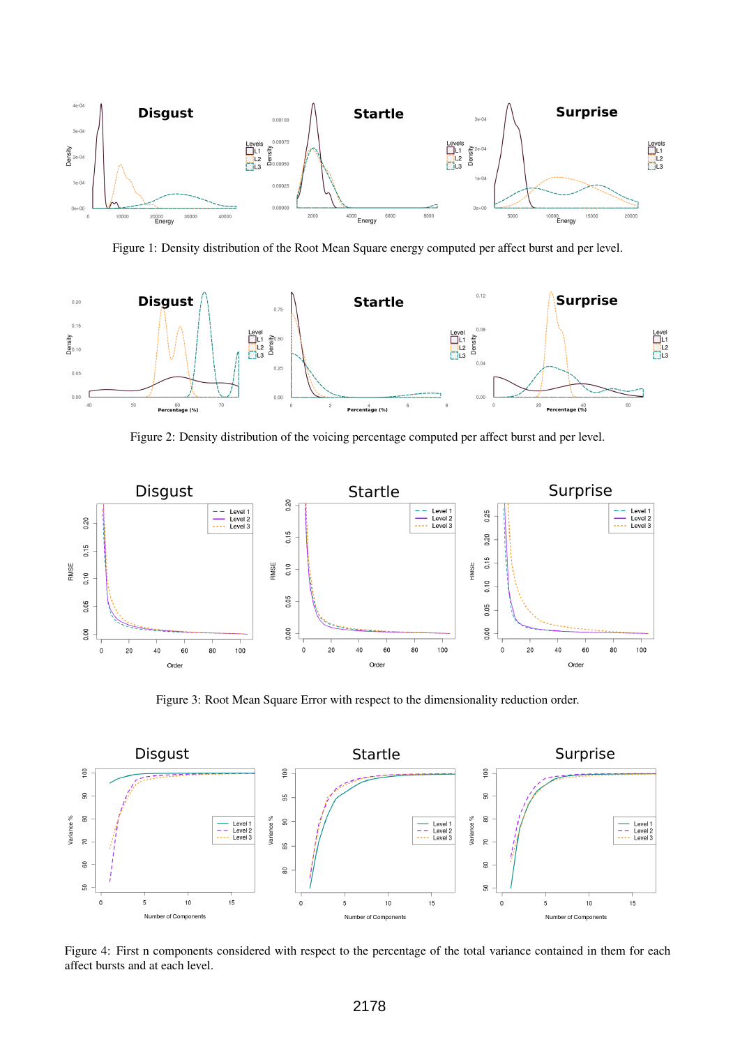Disgust

Startle

Surprise

Density

Energy

Levels
L1
L2
L3

Figure 1: Density distribution of the Root Mean Square energy computed per affect burst and per level.

Disgust

Startle

Surprise

Density

Percentage (%)

Level
L1
L2
L3

Figure 2: Density distribution of the voicing percentage computed per affect burst and per level.

Disgust

Startle

Surprise

RMSE

Order

Level 1
Level 2
Level 3

Figure 3: Root Mean Square Error with respect to the dimensionality reduction order.

Disgust

Startle

Surprise

Variance %

Number of Components

Level 1
Level 2
Level 3

Figure 4: First n components considered with respect to the percentage of the total variance contained in them for each affect bursts and at each level.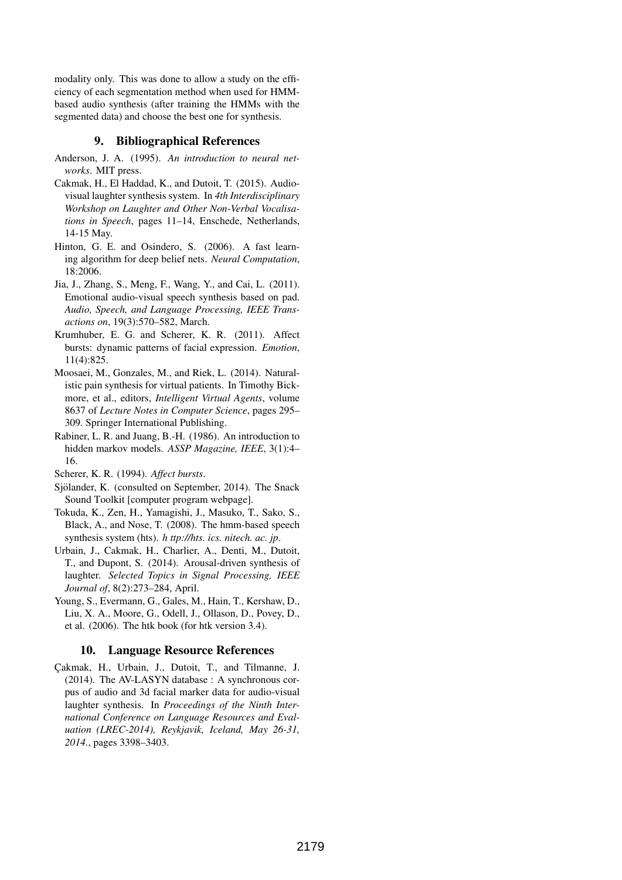modality only. This was done to allow a study on the efficiency of each segmentation method when used for HMM-based audio synthesis (after training the HMMs with the segmented data) and choose the best one for synthesis.

## 9. Bibliographical References

Anderson, J. A. (1995). *An introduction to neural networks*. MIT press.

Cakmak, H., El Haddad, K., and Dutoit, T. (2015). Audio-visual laughter synthesis system. In *4th Interdisciplinary Workshop on Laughter and Other Non-Verbal Vocalisations in Speech*, pages 11–14, Enschede, Netherlands, 14-15 May.

Hinton, G. E. and Osindero, S. (2006). A fast learning algorithm for deep belief nets. *Neural Computation*, 18:2006.

Jia, J., Zhang, S., Meng, F., Wang, Y., and Cai, L. (2011). Emotional audio-visual speech synthesis based on pad. *Audio, Speech, and Language Processing, IEEE Transactions on*, 19(3):570–582, March.

Krumhuber, E. G. and Scherer, K. R. (2011). Affect bursts: dynamic patterns of facial expression. *Emotion*, 11(4):825.

Moosaei, M., Gonzales, M., and Riek, L. (2014). Naturalistic pain synthesis for virtual patients. In Timothy Bickmore, et al., editors, *Intelligent Virtual Agents*, volume 8637 of *Lecture Notes in Computer Science*, pages 295–309. Springer International Publishing.

Rabiner, L. R. and Juang, B.-H. (1986). An introduction to hidden markov models. *ASSP Magazine, IEEE*, 3(1):4–16.

Scherer, K. R. (1994). *Affect bursts*.

Sjölander, K. (consulted on September, 2014). The Snack Sound Toolkit [computer program webpage].

Tokuda, K., Zen, H., Yamagishi, J., Masuko, T., Sako, S., Black, A., and Nose, T. (2008). The hmm-based speech synthesis system (hts). *h ttp://hts. ics. nitech. ac. jp*.

Urbain, J., Cakmak, H., Charlier, A., Denti, M., Dutoit, T., and Dupont, S. (2014). Arousal-driven synthesis of laughter. *Selected Topics in Signal Processing, IEEE Journal of*, 8(2):273–284, April.

Young, S., Evermann, G., Gales, M., Hain, T., Kershaw, D., Liu, X. A., Moore, G., Odell, J., Ollason, D., Povey, D., et al. (2006). The htk book (for htk version 3.4).

## 10. Language Resource References

Çakmak, H., Urbain, J., Dutoit, T., and Tilmanne, J. (2014). The AV-LASYN database : A synchronous corpus of audio and 3d facial marker data for audio-visual laughter synthesis. In *Proceedings of the Ninth International Conference on Language Resources and Evaluation (LREC-2014), Reykjavik, Iceland, May 26-31, 2014.*, pages 3398–3403.